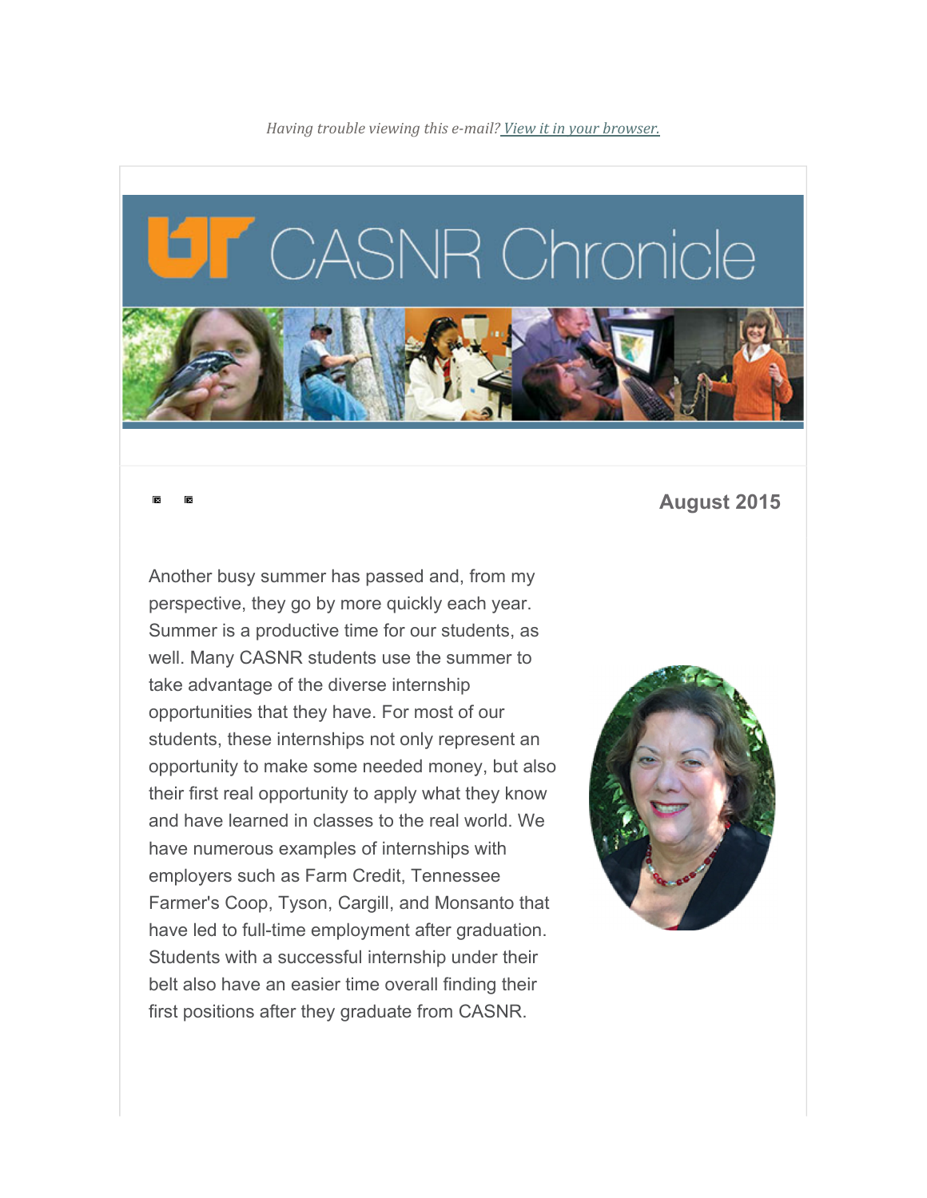*Having trouble viewing this e-mail? View it in your browser.*

# UT CASNR Chronicle

**August 2015**

Another busy summer has passed and, from my perspective, they go by more quickly each year. Summer is a productive time for our students, as well. Many CASNR students use the summer to take advantage of the diverse internship opportunities that they have. For most of our students, these internships not only represent an opportunity to make some needed money, but also their first real opportunity to apply what they know and have learned in classes to the real world. We have numerous examples of internships with employers such as Farm Credit, Tennessee Farmer's Coop, Tyson, Cargill, and Monsanto that have led to full-time employment after graduation. Students with a successful internship under their belt also have an easier time overall finding their first positions after they graduate from CASNR.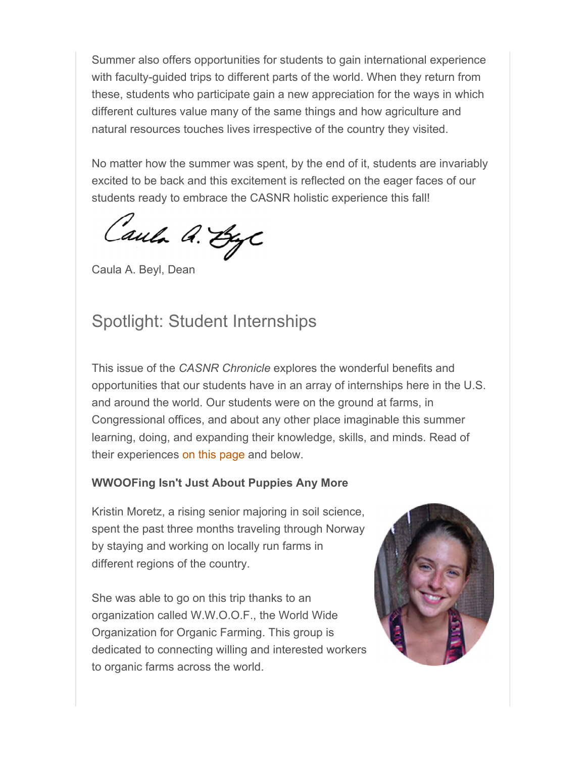Summer also offers opportunities for students to gain international experience with faculty-guided trips to different parts of the world. When they return from these, students who participate gain a new appreciation for the ways in which different cultures value many of the same things and how agriculture and natural resources touches lives irrespective of the country they visited.

No matter how the summer was spent, by the end of it, students are invariably excited to be back and this excitement is reflected on the eager faces of our students ready to embrace the CASNR holistic experience this fall!

Caula A. Beyl, Dean

## Spotlight: Student Internships

This issue of the *CASNR Chronicle* explores the wonderful benefits and opportunities that our students have in an array of internships here in the U.S. and around the world. Our students were on the ground at farms, in Congressional offices, and about any other place imaginable this summer learning, doing, and expanding their knowledge, skills, and minds. Read of their experiences on this page and below.

**WWOOFing Isn't Just About Puppies Any More**

Kristin Moretz, a rising senior majoring in soil science, spent the past three months traveling through Norway by staying and working on locally run farms in different regions of the country.

She was able to go on this trip thanks to an organization called W.W.O.O.F., the World Wide Organization for Organic Farming. This group is dedicated to connecting willing and interested workers to organic farms across the world.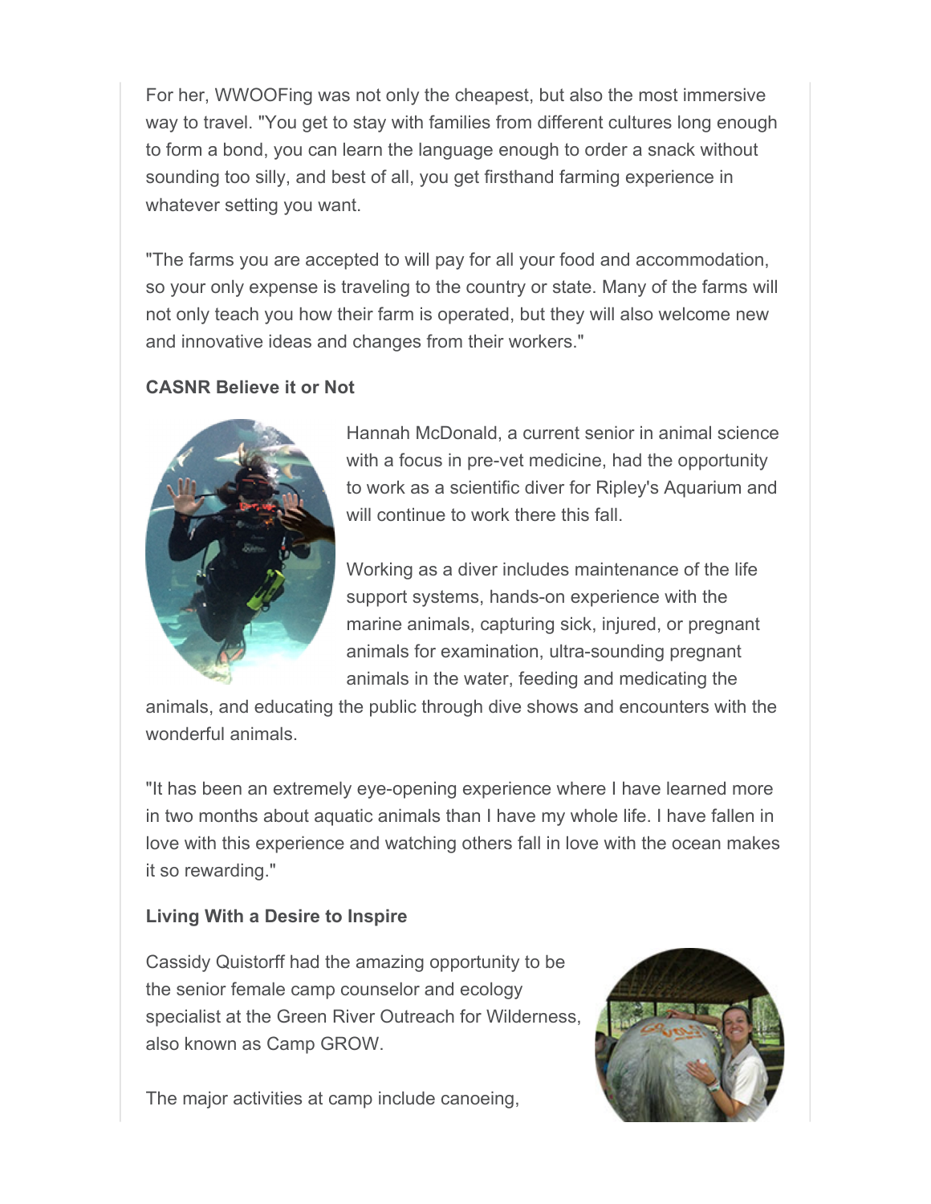For her, WWOOFing was not only the cheapest, but also the most immersive way to travel. "You get to stay with families from different cultures long enough to form a bond, you can learn the language enough to order a snack without sounding too silly, and best of all, you get firsthand farming experience in whatever setting you want.

"The farms you are accepted to will pay for all your food and accommodation, so your only expense is traveling to the country or state. Many of the farms will not only teach you how their farm is operated, but they will also welcome new and innovative ideas and changes from their workers."

**CASNR Believe it or Not**

Hannah McDonald, a current senior in animal science with a focus in pre-vet medicine, had the opportunity to work as a scientific diver for Ripley's Aquarium and will continue to work there this fall.

Working as a diver includes maintenance of the life support systems, hands-on experience with the marine animals, capturing sick, injured, or pregnant animals for examination, ultra-sounding pregnant animals in the water, feeding and medicating the animals, and educating the public through dive shows and encounters with the wonderful animals.

"It has been an extremely eye-opening experience where I have learned more in two months about aquatic animals than I have my whole life. I have fallen in love with this experience and watching others fall in love with the ocean makes it so rewarding."

**Living With a Desire to Inspire**

Cassidy Quistorff had the amazing opportunity to be the senior female camp counselor and ecology specialist at the Green River Outreach for Wilderness, also known as Camp GROW.

The major activities at camp include canoeing,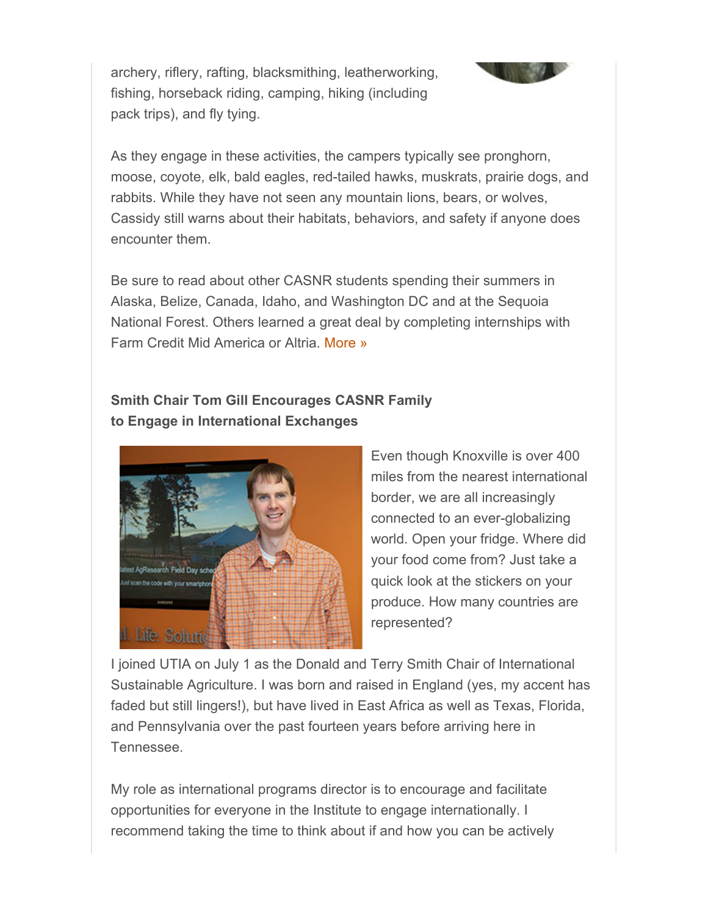archery, riflery, rafting, blacksmithing, leatherworking, fishing, horseback riding, camping, hiking (including pack trips), and fly tying.

As they engage in these activities, the campers typically see pronghorn, moose, coyote, elk, bald eagles, red-tailed hawks, muskrats, prairie dogs, and rabbits. While they have not seen any mountain lions, bears, or wolves, Cassidy still warns about their habitats, behaviors, and safety if anyone does encounter them.

Be sure to read about other CASNR students spending their summers in Alaska, Belize, Canada, Idaho, and Washington DC and at the Sequoia National Forest. Others learned a great deal by completing internships with Farm Credit Mid America or Altria. More »

### Smith Chair Tom Gill Encourages CASNR Family to Engage in International Exchanges

Even though Knoxville is over 400 miles from the nearest international border, we are all increasingly connected to an ever-globalizing world. Open your fridge. Where did your food come from? Just take a quick look at the stickers on your produce. How many countries are represented?

I joined UTIA on July 1 as the Donald and Terry Smith Chair of International Sustainable Agriculture. I was born and raised in England (yes, my accent has faded but still lingers!), but have lived in East Africa as well as Texas, Florida, and Pennsylvania over the past fourteen years before arriving here in Tennessee.

My role as international programs director is to encourage and facilitate opportunities for everyone in the Institute to engage internationally. I recommend taking the time to think about if and how you can be actively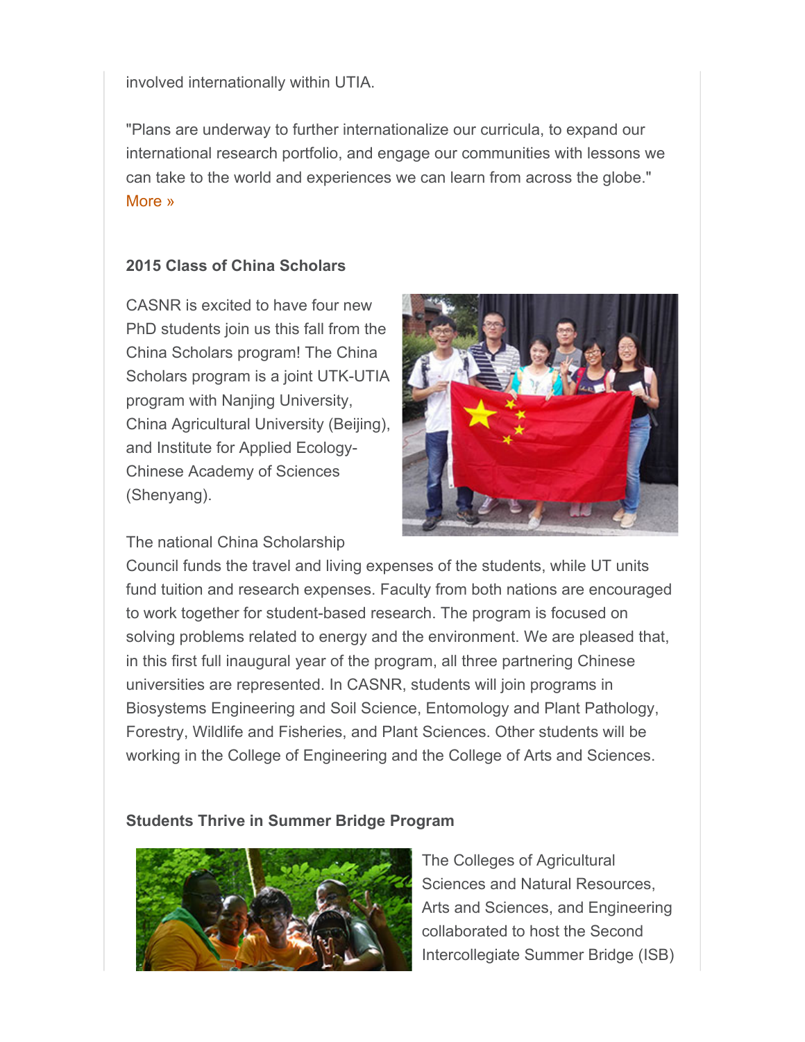involved internationally within UTIA.

"Plans are underway to further internationalize our curricula, to expand our international research portfolio, and engage our communities with lessons we can take to the world and experiences we can learn from across the globe." More »

**2015 Class of China Scholars**

CASNR is excited to have four new PhD students join us this fall from the China Scholars program! The China Scholars program is a joint UTK-UTIA program with Nanjing University, China Agricultural University (Beijing), and Institute for Applied Ecology-Chinese Academy of Sciences (Shenyang).

The national China Scholarship Council funds the travel and living expenses of the students, while UT units fund tuition and research expenses. Faculty from both nations are encouraged to work together for student-based research. The program is focused on solving problems related to energy and the environment. We are pleased that, in this first full inaugural year of the program, all three partnering Chinese universities are represented. In CASNR, students will join programs in Biosystems Engineering and Soil Science, Entomology and Plant Pathology, Forestry, Wildlife and Fisheries, and Plant Sciences. Other students will be working in the College of Engineering and the College of Arts and Sciences.

**Students Thrive in Summer Bridge Program**

The Colleges of Agricultural Sciences and Natural Resources, Arts and Sciences, and Engineering collaborated to host the Second Intercollegiate Summer Bridge (ISB)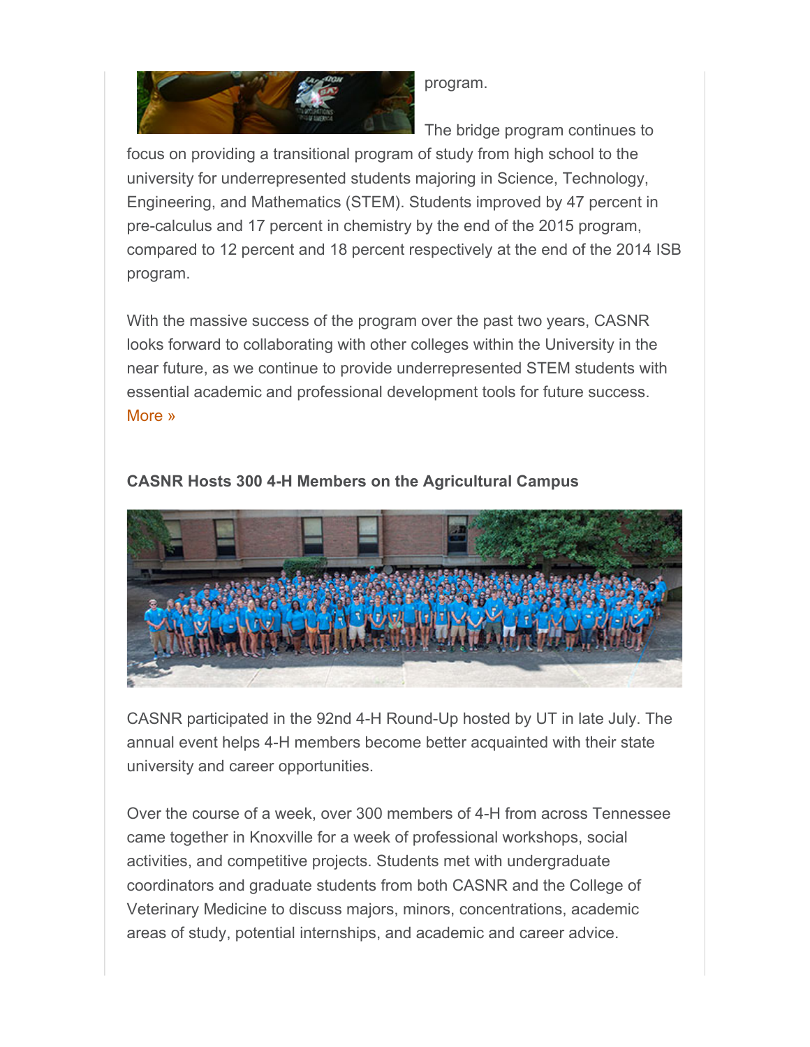program.

The bridge program continues to focus on providing a transitional program of study from high school to the university for underrepresented students majoring in Science, Technology, Engineering, and Mathematics (STEM). Students improved by 47 percent in pre-calculus and 17 percent in chemistry by the end of the 2015 program, compared to 12 percent and 18 percent respectively at the end of the 2014 ISB program.

With the massive success of the program over the past two years, CASNR looks forward to collaborating with other colleges within the University in the near future, as we continue to provide underrepresented STEM students with essential academic and professional development tools for future success. More »

**CASNR Hosts 300 4-H Members on the Agricultural Campus**

CASNR participated in the 92nd 4-H Round-Up hosted by UT in late July. The annual event helps 4-H members become better acquainted with their state university and career opportunities.

Over the course of a week, over 300 members of 4-H from across Tennessee came together in Knoxville for a week of professional workshops, social activities, and competitive projects. Students met with undergraduate coordinators and graduate students from both CASNR and the College of Veterinary Medicine to discuss majors, minors, concentrations, academic areas of study, potential internships, and academic and career advice.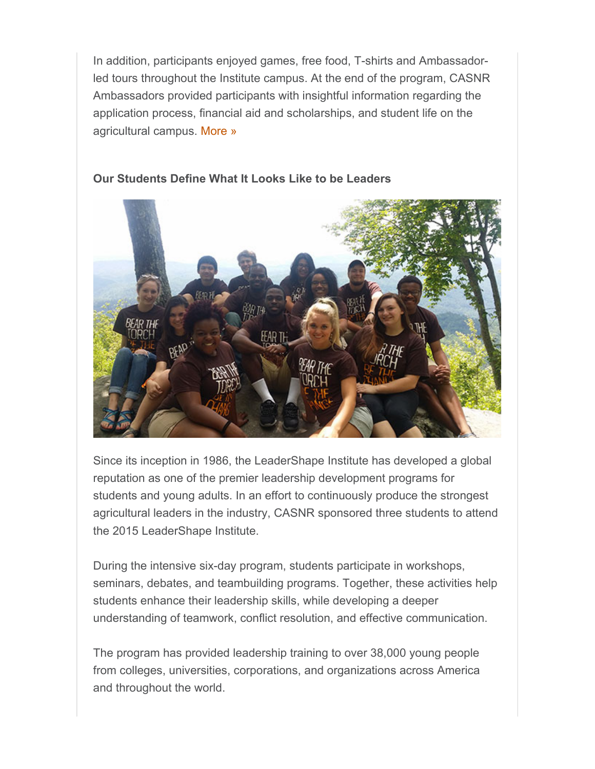In addition, participants enjoyed games, free food, T-shirts and Ambassador-led tours throughout the Institute campus. At the end of the program, CASNR Ambassadors provided participants with insightful information regarding the application process, financial aid and scholarships, and student life on the agricultural campus. More »

**Our Students Define What It Looks Like to be Leaders**

Since its inception in 1986, the LeaderShape Institute has developed a global reputation as one of the premier leadership development programs for students and young adults. In an effort to continuously produce the strongest agricultural leaders in the industry, CASNR sponsored three students to attend the 2015 LeaderShape Institute.

During the intensive six-day program, students participate in workshops, seminars, debates, and teambuilding programs. Together, these activities help students enhance their leadership skills, while developing a deeper understanding of teamwork, conflict resolution, and effective communication.

The program has provided leadership training to over 38,000 young people from colleges, universities, corporations, and organizations across America and throughout the world.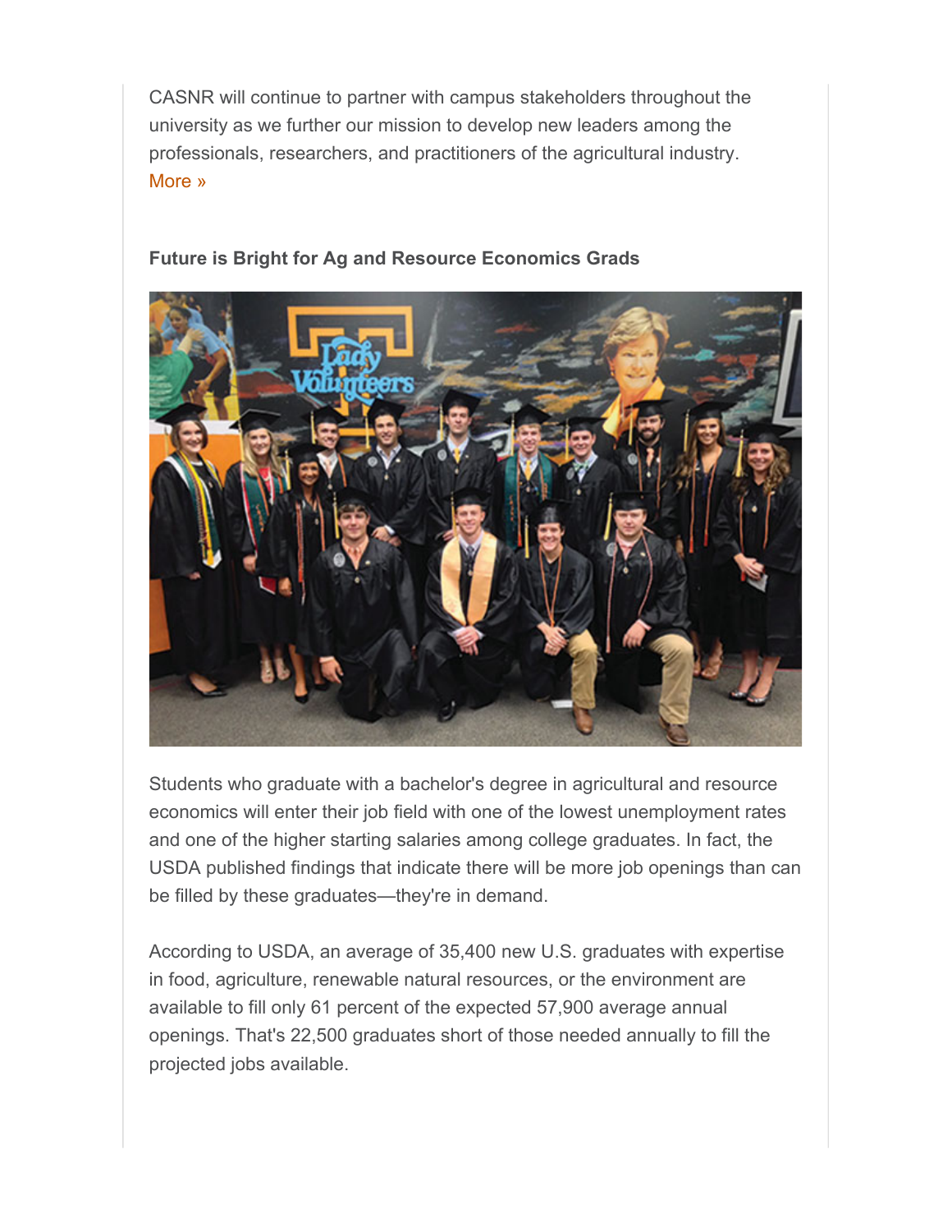CASNR will continue to partner with campus stakeholders throughout the university as we further our mission to develop new leaders among the professionals, researchers, and practitioners of the agricultural industry. More »

**Future is Bright for Ag and Resource Economics Grads**

Students who graduate with a bachelor's degree in agricultural and resource economics will enter their job field with one of the lowest unemployment rates and one of the higher starting salaries among college graduates. In fact, the USDA published findings that indicate there will be more job openings than can be filled by these graduates—they're in demand.

According to USDA, an average of 35,400 new U.S. graduates with expertise in food, agriculture, renewable natural resources, or the environment are available to fill only 61 percent of the expected 57,900 average annual openings. That's 22,500 graduates short of those needed annually to fill the projected jobs available.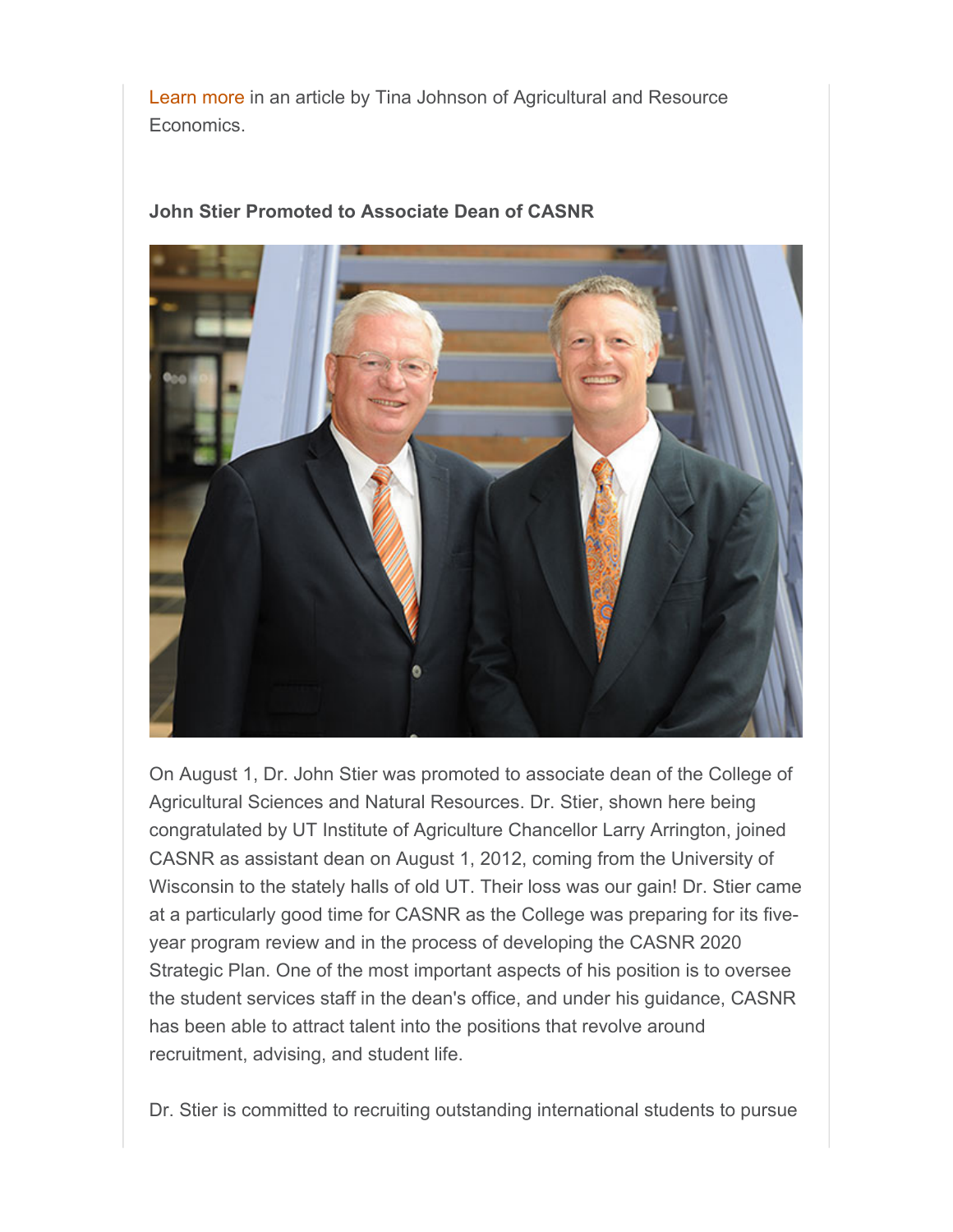Learn more in an article by Tina Johnson of Agricultural and Resource Economics.

**John Stier Promoted to Associate Dean of CASNR**

On August 1, Dr. John Stier was promoted to associate dean of the College of Agricultural Sciences and Natural Resources. Dr. Stier, shown here being congratulated by UT Institute of Agriculture Chancellor Larry Arrington, joined CASNR as assistant dean on August 1, 2012, coming from the University of Wisconsin to the stately halls of old UT. Their loss was our gain! Dr. Stier came at a particularly good time for CASNR as the College was preparing for its five-year program review and in the process of developing the CASNR 2020 Strategic Plan. One of the most important aspects of his position is to oversee the student services staff in the dean's office, and under his guidance, CASNR has been able to attract talent into the positions that revolve around recruitment, advising, and student life.

Dr. Stier is committed to recruiting outstanding international students to pursue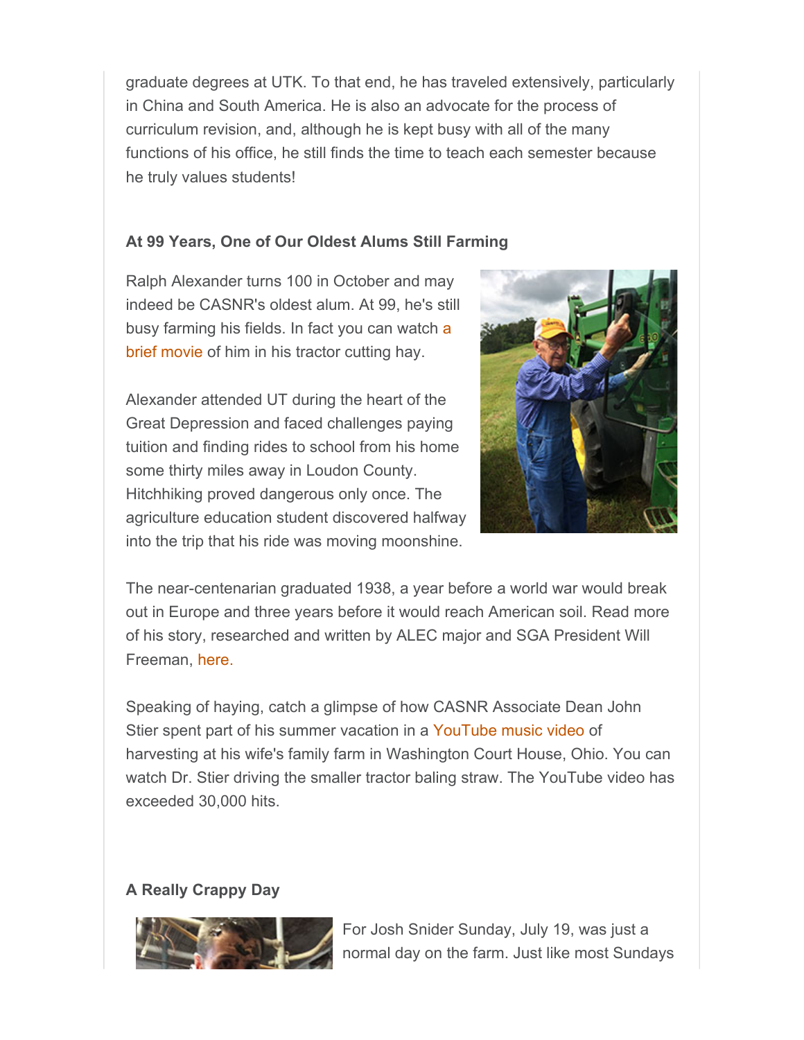graduate degrees at UTK. To that end, he has traveled extensively, particularly in China and South America. He is also an advocate for the process of curriculum revision, and, although he is kept busy with all of the many functions of his office, he still finds the time to teach each semester because he truly values students!

### At 99 Years, One of Our Oldest Alums Still Farming

Ralph Alexander turns 100 in October and may indeed be CASNR's oldest alum. At 99, he's still busy farming his fields. In fact you can watch a brief movie of him in his tractor cutting hay.

Alexander attended UT during the heart of the Great Depression and faced challenges paying tuition and finding rides to school from his home some thirty miles away in Loudon County. Hitchhiking proved dangerous only once. The agriculture education student discovered halfway into the trip that his ride was moving moonshine.

The near-centenarian graduated 1938, a year before a world war would break out in Europe and three years before it would reach American soil. Read more of his story, researched and written by ALEC major and SGA President Will Freeman, here.

Speaking of haying, catch a glimpse of how CASNR Associate Dean John Stier spent part of his summer vacation in a YouTube music video of harvesting at his wife's family farm in Washington Court House, Ohio. You can watch Dr. Stier driving the smaller tractor baling straw. The YouTube video has exceeded 30,000 hits.

### A Really Crappy Day

For Josh Snider Sunday, July 19, was just a normal day on the farm. Just like most Sundays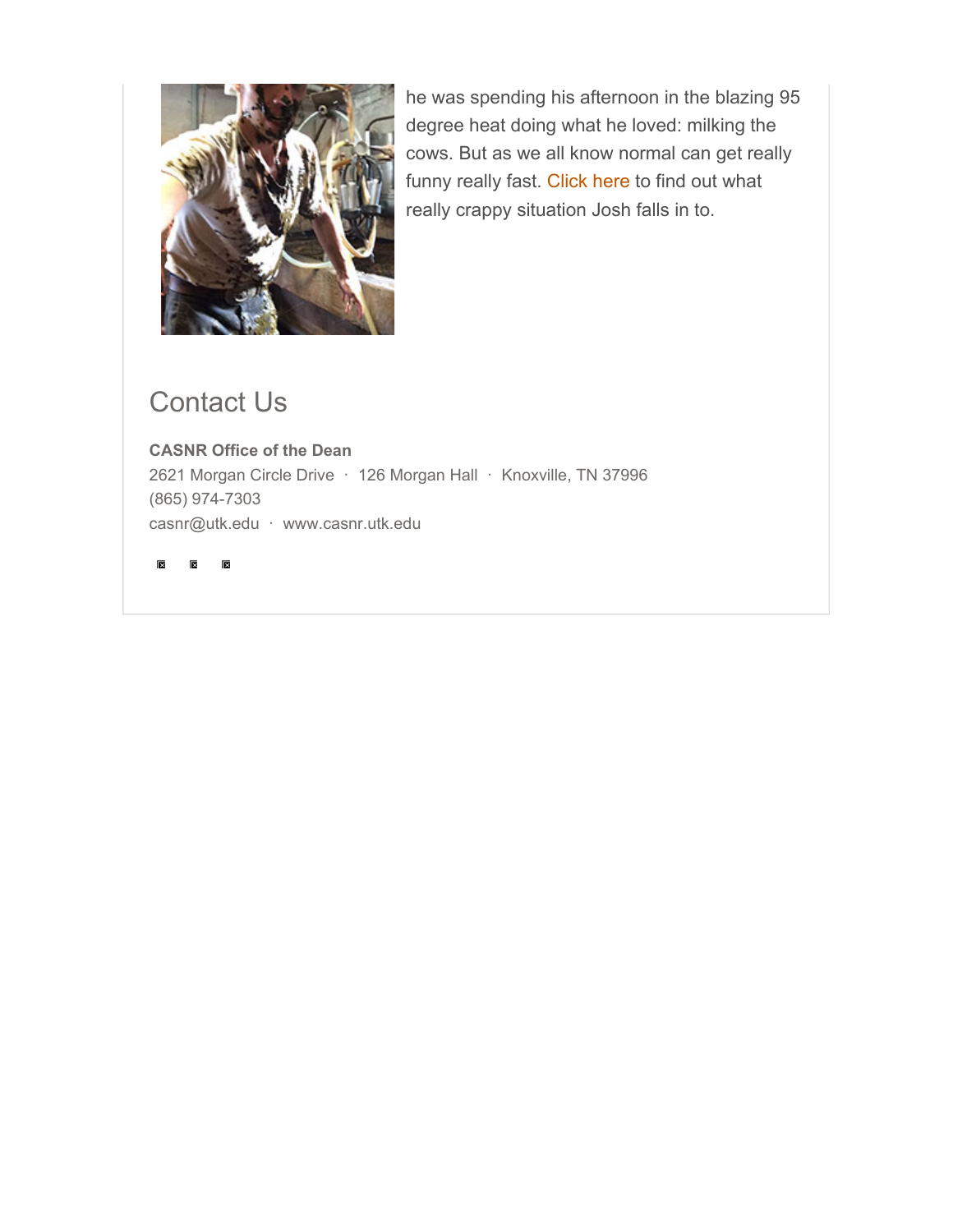he was spending his afternoon in the blazing 95 degree heat doing what he loved: milking the cows. But as we all know normal can get really funny really fast. Click here to find out what really crappy situation Josh falls in to.

## Contact Us

**CASNR Office of the Dean**
2621 Morgan Circle Drive · 126 Morgan Hall · Knoxville, TN 37996
(865) 974-7303
casnr@utk.edu · www.casnr.utk.edu